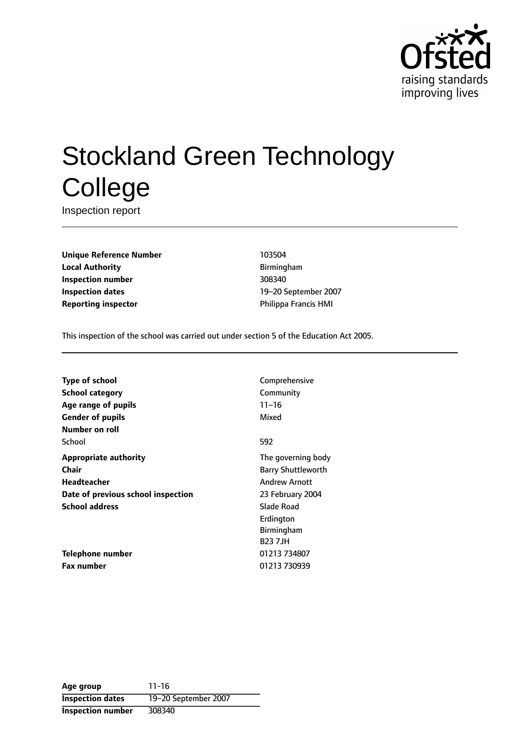# Stockland Green Technology College

Inspection report

| | |
|---|---|
| **Unique Reference Number** | 103504 |
| **Local Authority** | Birmingham |
| **Inspection number** | 308340 |
| **Inspection dates** | 19–20 September 2007 |
| **Reporting inspector** | Philippa Francis HMI |

This inspection of the school was carried out under section 5 of the Education Act 2005.

| | |
|---|---|
| **Type of school** | Comprehensive |
| **School category** | Community |
| **Age range of pupils** | 11–16 |
| **Gender of pupils** | Mixed |
| **Number on roll** | |
| School | 592 |
| **Appropriate authority** | The governing body |
| **Chair** | Barry Shuttleworth |
| **Headteacher** | Andrew Arnott |
| **Date of previous school inspection** | 23 February 2004 |
| **School address** | Slade Road<br>Erdington<br>Birmingham<br>B23 7JH |
| **Telephone number** | 01213 734807 |
| **Fax number** | 01213 730939 |

| | |
|---|---|
| **Age group** | 11-16 |
| **Inspection dates** | 19–20 September 2007 |
| **Inspection number** | 308340 |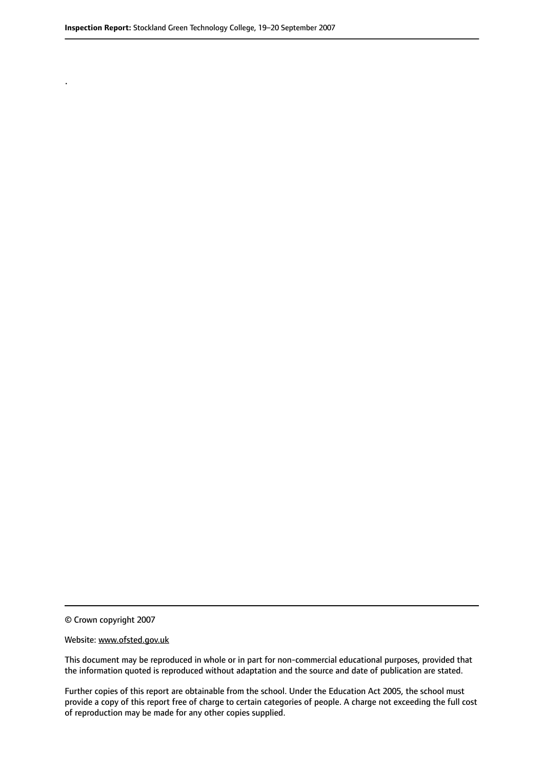.

© Crown copyright 2007

Website: www.ofsted.gov.uk

This document may be reproduced in whole or in part for non-commercial educational purposes, provided that the information quoted is reproduced without adaptation and the source and date of publication are stated.

Further copies of this report are obtainable from the school. Under the Education Act 2005, the school must provide a copy of this report free of charge to certain categories of people. A charge not exceeding the full cost of reproduction may be made for any other copies supplied.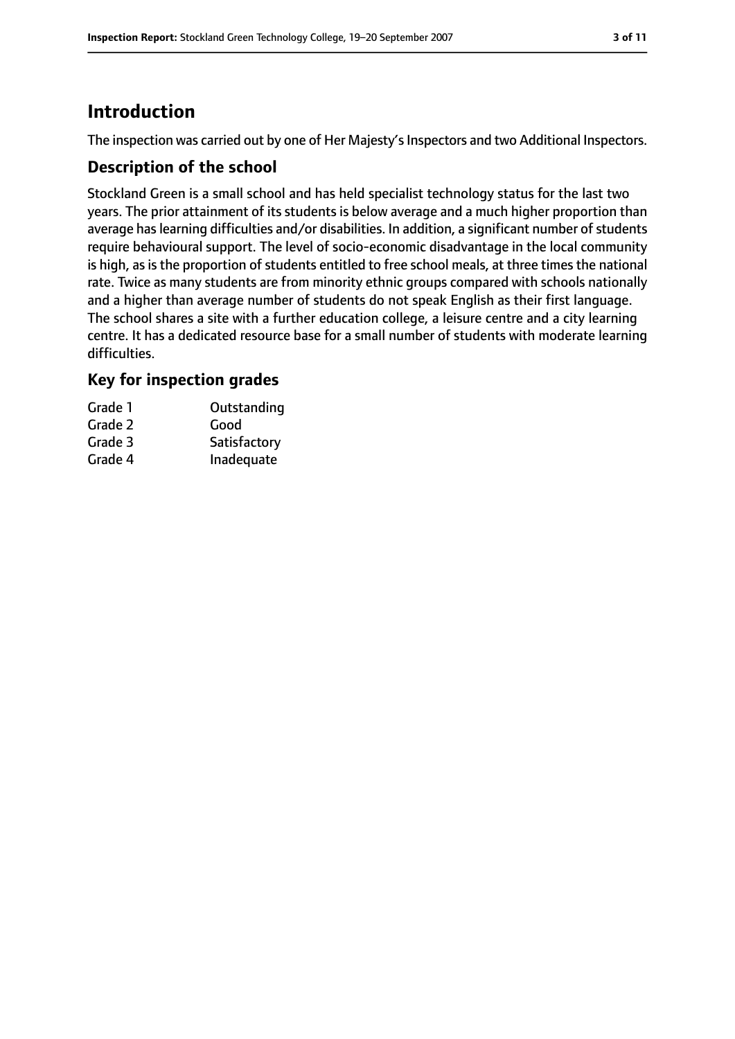# Introduction

The inspection was carried out by one of Her Majesty's Inspectors and two Additional Inspectors.

## Description of the school

Stockland Green is a small school and has held specialist technology status for the last two years. The prior attainment of its students is below average and a much higher proportion than average has learning difficulties and/or disabilities. In addition, a significant number of students require behavioural support. The level of socio-economic disadvantage in the local community is high, as is the proportion of students entitled to free school meals, at three times the national rate. Twice as many students are from minority ethnic groups compared with schools nationally and a higher than average number of students do not speak English as their first language. The school shares a site with a further education college, a leisure centre and a city learning centre. It has a dedicated resource base for a small number of students with moderate learning difficulties.

## Key for inspection grades

| | |
|---|---|
| Grade 1 | Outstanding |
| Grade 2 | Good |
| Grade 3 | Satisfactory |
| Grade 4 | Inadequate |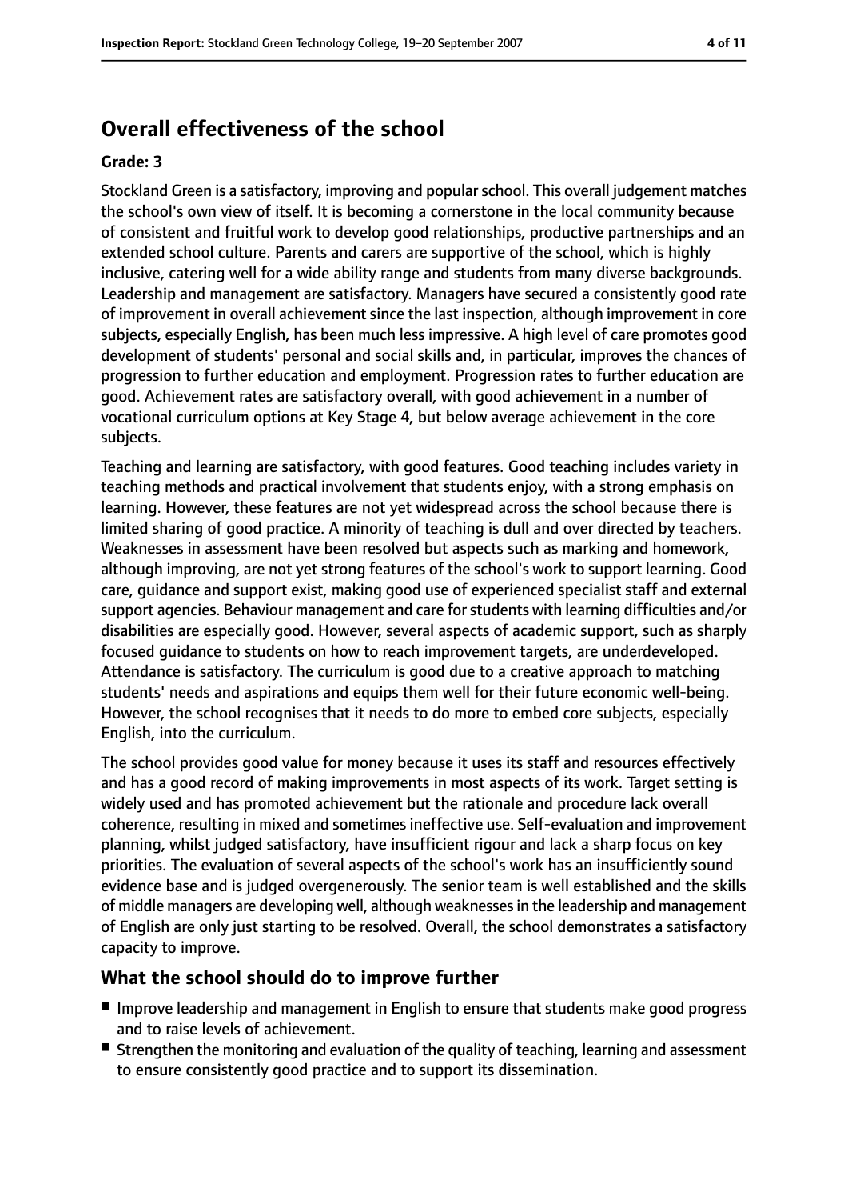## Overall effectiveness of the school

**Grade: 3**

Stockland Green is a satisfactory, improving and popular school. This overall judgement matches the school's own view of itself. It is becoming a cornerstone in the local community because of consistent and fruitful work to develop good relationships, productive partnerships and an extended school culture. Parents and carers are supportive of the school, which is highly inclusive, catering well for a wide ability range and students from many diverse backgrounds. Leadership and management are satisfactory. Managers have secured a consistently good rate of improvement in overall achievement since the last inspection, although improvement in core subjects, especially English, has been much less impressive. A high level of care promotes good development of students' personal and social skills and, in particular, improves the chances of progression to further education and employment. Progression rates to further education are good. Achievement rates are satisfactory overall, with good achievement in a number of vocational curriculum options at Key Stage 4, but below average achievement in the core subjects.

Teaching and learning are satisfactory, with good features. Good teaching includes variety in teaching methods and practical involvement that students enjoy, with a strong emphasis on learning. However, these features are not yet widespread across the school because there is limited sharing of good practice. A minority of teaching is dull and over directed by teachers. Weaknesses in assessment have been resolved but aspects such as marking and homework, although improving, are not yet strong features of the school's work to support learning. Good care, guidance and support exist, making good use of experienced specialist staff and external support agencies. Behaviour management and care for students with learning difficulties and/or disabilities are especially good. However, several aspects of academic support, such as sharply focused guidance to students on how to reach improvement targets, are underdeveloped. Attendance is satisfactory. The curriculum is good due to a creative approach to matching students' needs and aspirations and equips them well for their future economic well-being. However, the school recognises that it needs to do more to embed core subjects, especially English, into the curriculum.

The school provides good value for money because it uses its staff and resources effectively and has a good record of making improvements in most aspects of its work. Target setting is widely used and has promoted achievement but the rationale and procedure lack overall coherence, resulting in mixed and sometimes ineffective use. Self-evaluation and improvement planning, whilst judged satisfactory, have insufficient rigour and lack a sharp focus on key priorities. The evaluation of several aspects of the school's work has an insufficiently sound evidence base and is judged overgenerously. The senior team is well established and the skills of middle managers are developing well, although weaknesses in the leadership and management of English are only just starting to be resolved. Overall, the school demonstrates a satisfactory capacity to improve.

### What the school should do to improve further

- Improve leadership and management in English to ensure that students make good progress and to raise levels of achievement.
- Strengthen the monitoring and evaluation of the quality of teaching, learning and assessment to ensure consistently good practice and to support its dissemination.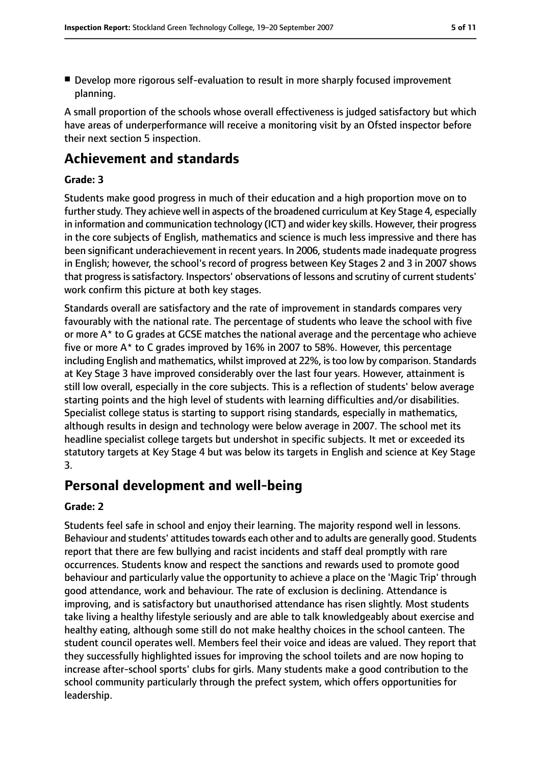- Develop more rigorous self-evaluation to result in more sharply focused improvement planning.

A small proportion of the schools whose overall effectiveness is judged satisfactory but which have areas of underperformance will receive a monitoring visit by an Ofsted inspector before their next section 5 inspection.

## Achievement and standards

### Grade: 3

Students make good progress in much of their education and a high proportion move on to further study. They achieve well in aspects of the broadened curriculum at Key Stage 4, especially in information and communication technology (ICT) and wider key skills. However, their progress in the core subjects of English, mathematics and science is much less impressive and there has been significant underachievement in recent years. In 2006, students made inadequate progress in English; however, the school's record of progress between Key Stages 2 and 3 in 2007 shows that progress is satisfactory. Inspectors' observations of lessons and scrutiny of current students' work confirm this picture at both key stages.

Standards overall are satisfactory and the rate of improvement in standards compares very favourably with the national rate. The percentage of students who leave the school with five or more A* to G grades at GCSE matches the national average and the percentage who achieve five or more A* to C grades improved by 16% in 2007 to 58%. However, this percentage including English and mathematics, whilst improved at 22%, is too low by comparison. Standards at Key Stage 3 have improved considerably over the last four years. However, attainment is still low overall, especially in the core subjects. This is a reflection of students' below average starting points and the high level of students with learning difficulties and/or disabilities. Specialist college status is starting to support rising standards, especially in mathematics, although results in design and technology were below average in 2007. The school met its headline specialist college targets but undershot in specific subjects. It met or exceeded its statutory targets at Key Stage 4 but was below its targets in English and science at Key Stage 3.

## Personal development and well-being

### Grade: 2

Students feel safe in school and enjoy their learning. The majority respond well in lessons. Behaviour and students' attitudes towards each other and to adults are generally good. Students report that there are few bullying and racist incidents and staff deal promptly with rare occurrences. Students know and respect the sanctions and rewards used to promote good behaviour and particularly value the opportunity to achieve a place on the 'Magic Trip' through good attendance, work and behaviour. The rate of exclusion is declining. Attendance is improving, and is satisfactory but unauthorised attendance has risen slightly. Most students take living a healthy lifestyle seriously and are able to talk knowledgeably about exercise and healthy eating, although some still do not make healthy choices in the school canteen. The student council operates well. Members feel their voice and ideas are valued. They report that they successfully highlighted issues for improving the school toilets and are now hoping to increase after-school sports' clubs for girls. Many students make a good contribution to the school community particularly through the prefect system, which offers opportunities for leadership.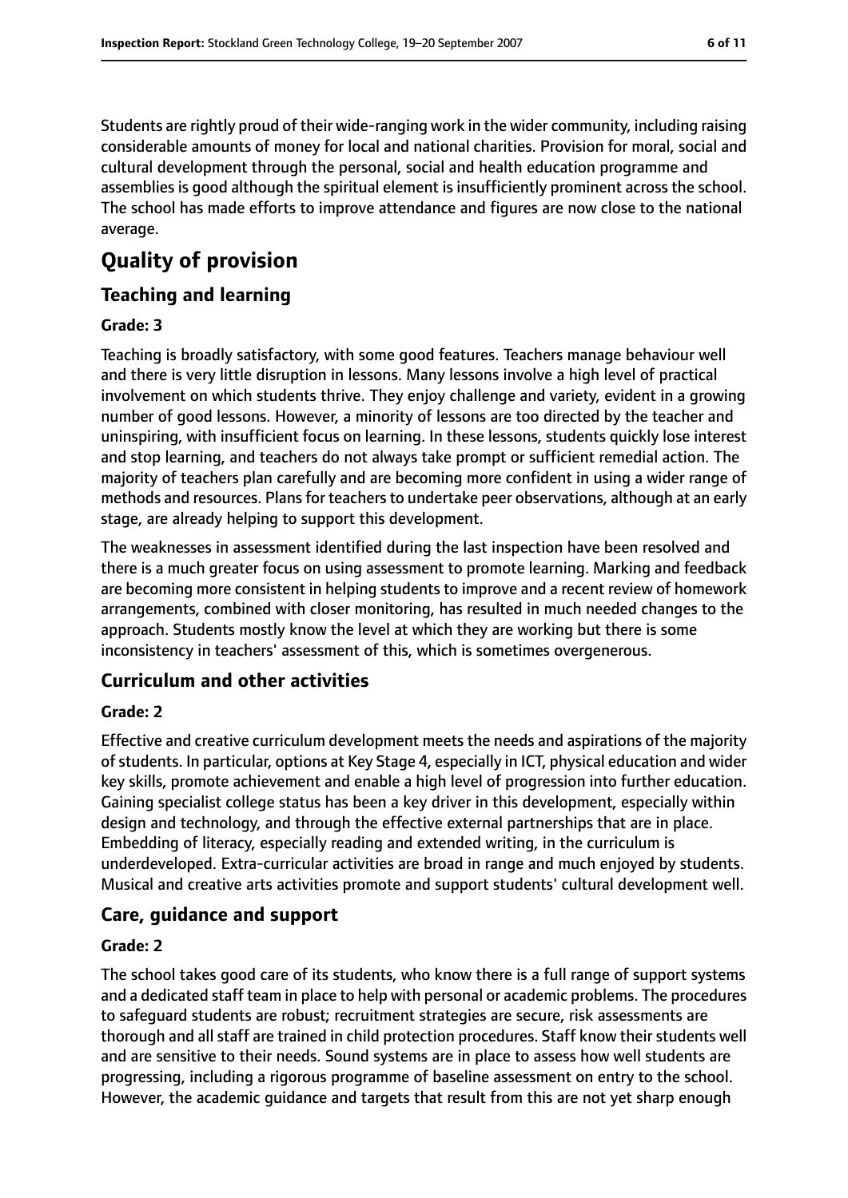Students are rightly proud of their wide-ranging work in the wider community, including raising considerable amounts of money for local and national charities. Provision for moral, social and cultural development through the personal, social and health education programme and assemblies is good although the spiritual element is insufficiently prominent across the school. The school has made efforts to improve attendance and figures are now close to the national average.

# Quality of provision

## Teaching and learning

#### Grade: 3

Teaching is broadly satisfactory, with some good features. Teachers manage behaviour well and there is very little disruption in lessons. Many lessons involve a high level of practical involvement on which students thrive. They enjoy challenge and variety, evident in a growing number of good lessons. However, a minority of lessons are too directed by the teacher and uninspiring, with insufficient focus on learning. In these lessons, students quickly lose interest and stop learning, and teachers do not always take prompt or sufficient remedial action. The majority of teachers plan carefully and are becoming more confident in using a wider range of methods and resources. Plans for teachers to undertake peer observations, although at an early stage, are already helping to support this development.

The weaknesses in assessment identified during the last inspection have been resolved and there is a much greater focus on using assessment to promote learning. Marking and feedback are becoming more consistent in helping students to improve and a recent review of homework arrangements, combined with closer monitoring, has resulted in much needed changes to the approach. Students mostly know the level at which they are working but there is some inconsistency in teachers' assessment of this, which is sometimes overgenerous.

## Curriculum and other activities

#### Grade: 2

Effective and creative curriculum development meets the needs and aspirations of the majority of students. In particular, options at Key Stage 4, especially in ICT, physical education and wider key skills, promote achievement and enable a high level of progression into further education. Gaining specialist college status has been a key driver in this development, especially within design and technology, and through the effective external partnerships that are in place. Embedding of literacy, especially reading and extended writing, in the curriculum is underdeveloped. Extra-curricular activities are broad in range and much enjoyed by students. Musical and creative arts activities promote and support students' cultural development well.

## Care, guidance and support

#### Grade: 2

The school takes good care of its students, who know there is a full range of support systems and a dedicated staff team in place to help with personal or academic problems. The procedures to safeguard students are robust; recruitment strategies are secure, risk assessments are thorough and all staff are trained in child protection procedures. Staff know their students well and are sensitive to their needs. Sound systems are in place to assess how well students are progressing, including a rigorous programme of baseline assessment on entry to the school. However, the academic guidance and targets that result from this are not yet sharp enough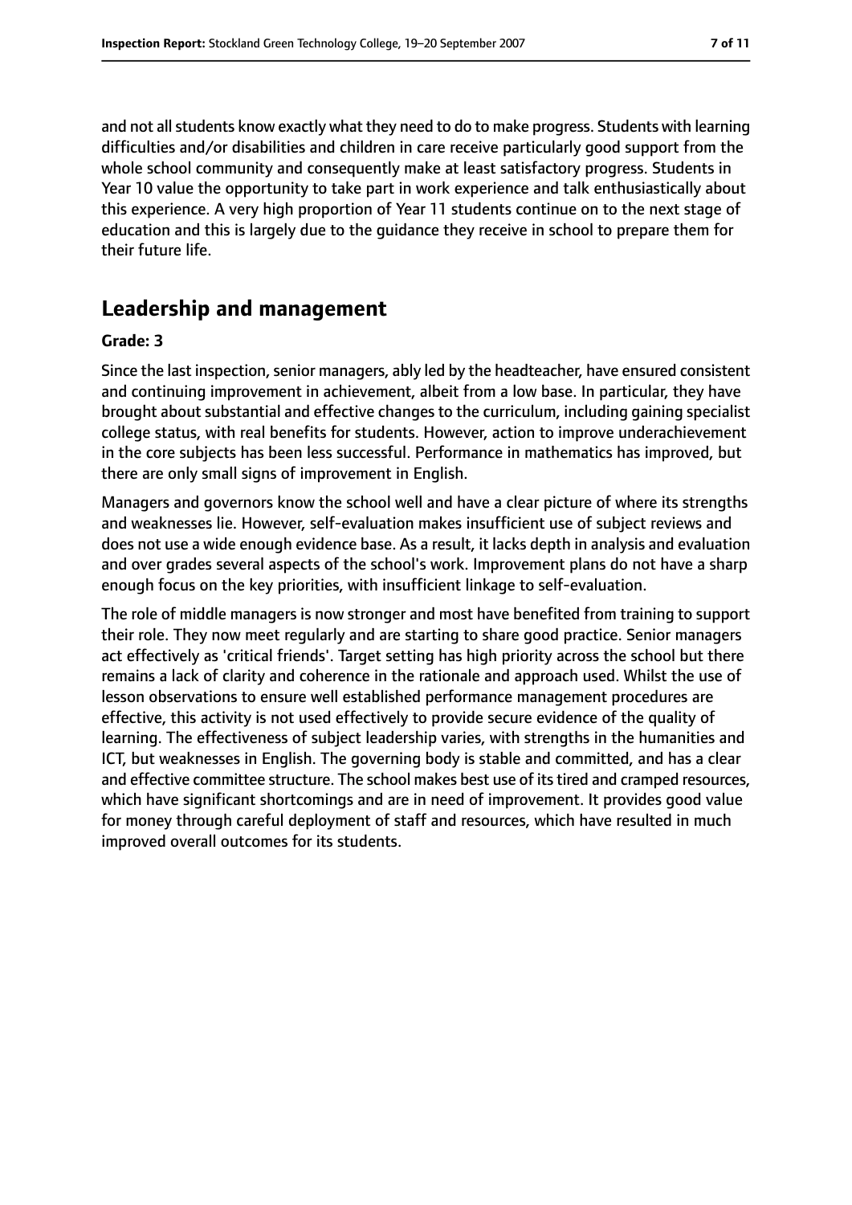and not all students know exactly what they need to do to make progress. Students with learning difficulties and/or disabilities and children in care receive particularly good support from the whole school community and consequently make at least satisfactory progress. Students in Year 10 value the opportunity to take part in work experience and talk enthusiastically about this experience. A very high proportion of Year 11 students continue on to the next stage of education and this is largely due to the guidance they receive in school to prepare them for their future life.

## Leadership and management

**Grade: 3**

Since the last inspection, senior managers, ably led by the headteacher, have ensured consistent and continuing improvement in achievement, albeit from a low base. In particular, they have brought about substantial and effective changes to the curriculum, including gaining specialist college status, with real benefits for students. However, action to improve underachievement in the core subjects has been less successful. Performance in mathematics has improved, but there are only small signs of improvement in English.

Managers and governors know the school well and have a clear picture of where its strengths and weaknesses lie. However, self-evaluation makes insufficient use of subject reviews and does not use a wide enough evidence base. As a result, it lacks depth in analysis and evaluation and over grades several aspects of the school's work. Improvement plans do not have a sharp enough focus on the key priorities, with insufficient linkage to self-evaluation.

The role of middle managers is now stronger and most have benefited from training to support their role. They now meet regularly and are starting to share good practice. Senior managers act effectively as 'critical friends'. Target setting has high priority across the school but there remains a lack of clarity and coherence in the rationale and approach used. Whilst the use of lesson observations to ensure well established performance management procedures are effective, this activity is not used effectively to provide secure evidence of the quality of learning. The effectiveness of subject leadership varies, with strengths in the humanities and ICT, but weaknesses in English. The governing body is stable and committed, and has a clear and effective committee structure. The school makes best use of its tired and cramped resources, which have significant shortcomings and are in need of improvement. It provides good value for money through careful deployment of staff and resources, which have resulted in much improved overall outcomes for its students.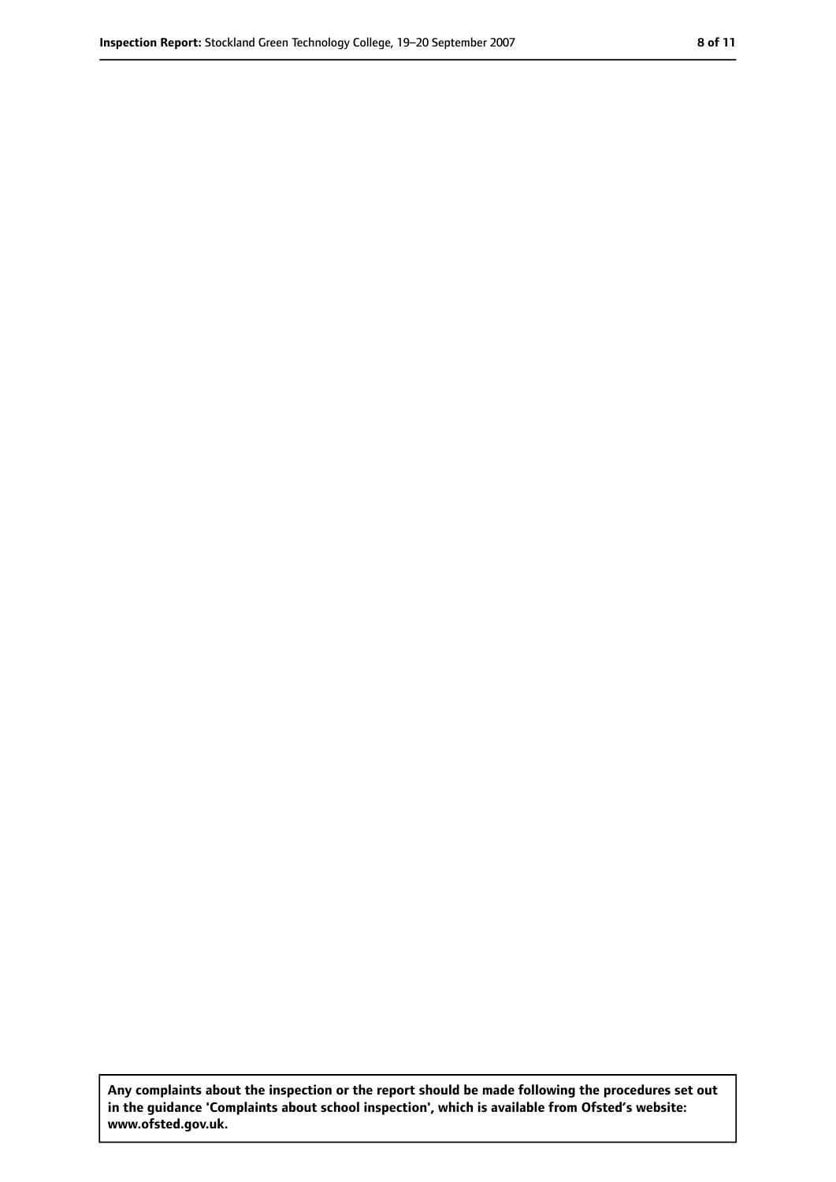**Any complaints about the inspection or the report should be made following the procedures set out in the guidance 'Complaints about school inspection', which is available from Ofsted's website: www.ofsted.gov.uk.**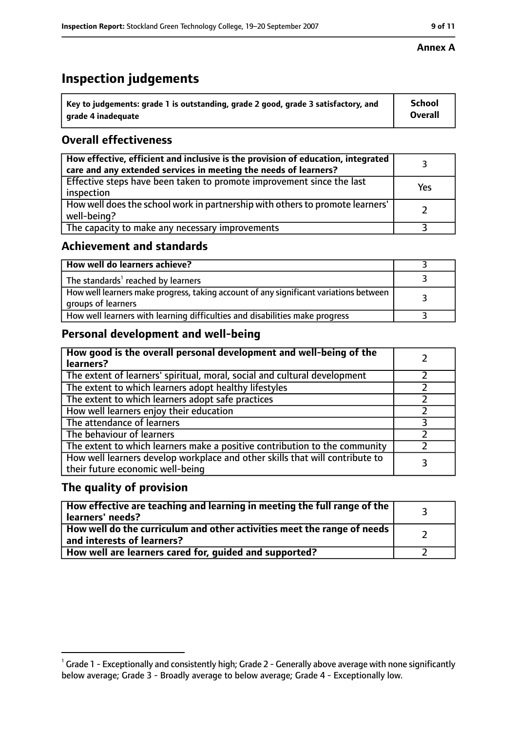**Annex A**

# Inspection judgements

| Key to judgements: grade 1 is outstanding, grade 2 good, grade 3 satisfactory, and grade 4 inadequate | School Overall |
|---|---|

## Overall effectiveness

| | |
|---|---|
| **How effective, efficient and inclusive is the provision of education, integrated care and any extended services in meeting the needs of learners?** | 3 |
| Effective steps have been taken to promote improvement since the last inspection | Yes |
| How well does the school work in partnership with others to promote learners' well-being? | 2 |
| The capacity to make any necessary improvements | 3 |

## Achievement and standards

| | |
|---|---|
| **How well do learners achieve?** | 3 |
| The standards[1] reached by learners | 3 |
| How well learners make progress, taking account of any significant variations between groups of learners | 3 |
| How well learners with learning difficulties and disabilities make progress | 3 |

## Personal development and well-being

| | |
|---|---|
| **How good is the overall personal development and well-being of the learners?** | 2 |
| The extent of learners' spiritual, moral, social and cultural development | 2 |
| The extent to which learners adopt healthy lifestyles | 2 |
| The extent to which learners adopt safe practices | 2 |
| How well learners enjoy their education | 2 |
| The attendance of learners | 3 |
| The behaviour of learners | 2 |
| The extent to which learners make a positive contribution to the community | 2 |
| How well learners develop workplace and other skills that will contribute to their future economic well-being | 3 |

## The quality of provision

| | |
|---|---|
| **How effective are teaching and learning in meeting the full range of the learners' needs?** | 3 |
| **How well do the curriculum and other activities meet the range of needs and interests of learners?** | 2 |
| **How well are learners cared for, guided and supported?** | 2 |

[1] Grade 1 - Exceptionally and consistently high; Grade 2 - Generally above average with none significantly below average; Grade 3 - Broadly average to below average; Grade 4 - Exceptionally low.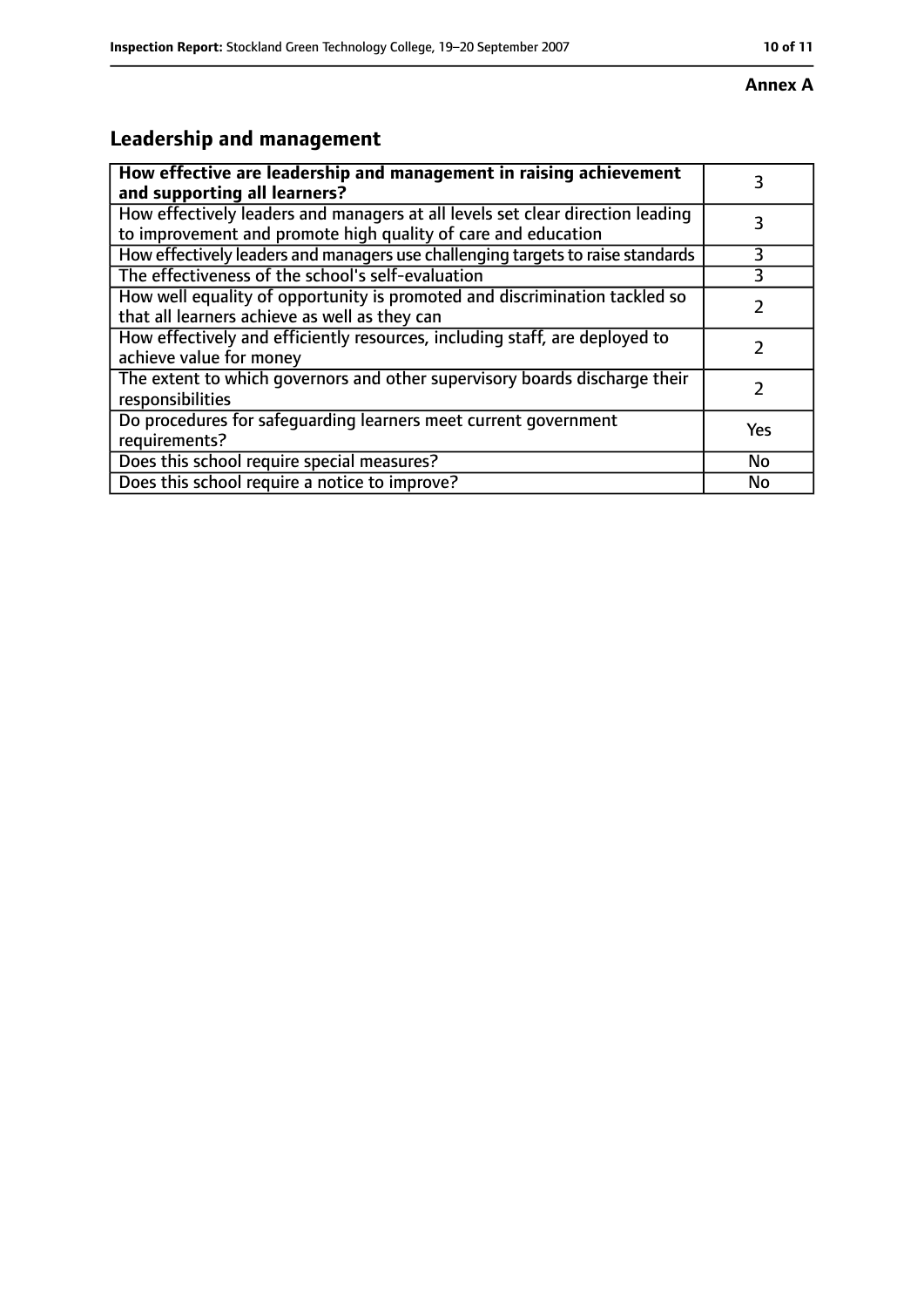**Annex A**

## Leadership and management

| How effective are leadership and management in raising achievement and supporting all learners? | 3 |
|---|---|
| How effectively leaders and managers at all levels set clear direction leading to improvement and promote high quality of care and education | 3 |
| How effectively leaders and managers use challenging targets to raise standards | 3 |
| The effectiveness of the school's self-evaluation | 3 |
| How well equality of opportunity is promoted and discrimination tackled so that all learners achieve as well as they can | 2 |
| How effectively and efficiently resources, including staff, are deployed to achieve value for money | 2 |
| The extent to which governors and other supervisory boards discharge their responsibilities | 2 |
| Do procedures for safeguarding learners meet current government requirements? | Yes |
| Does this school require special measures? | No |
| Does this school require a notice to improve? | No |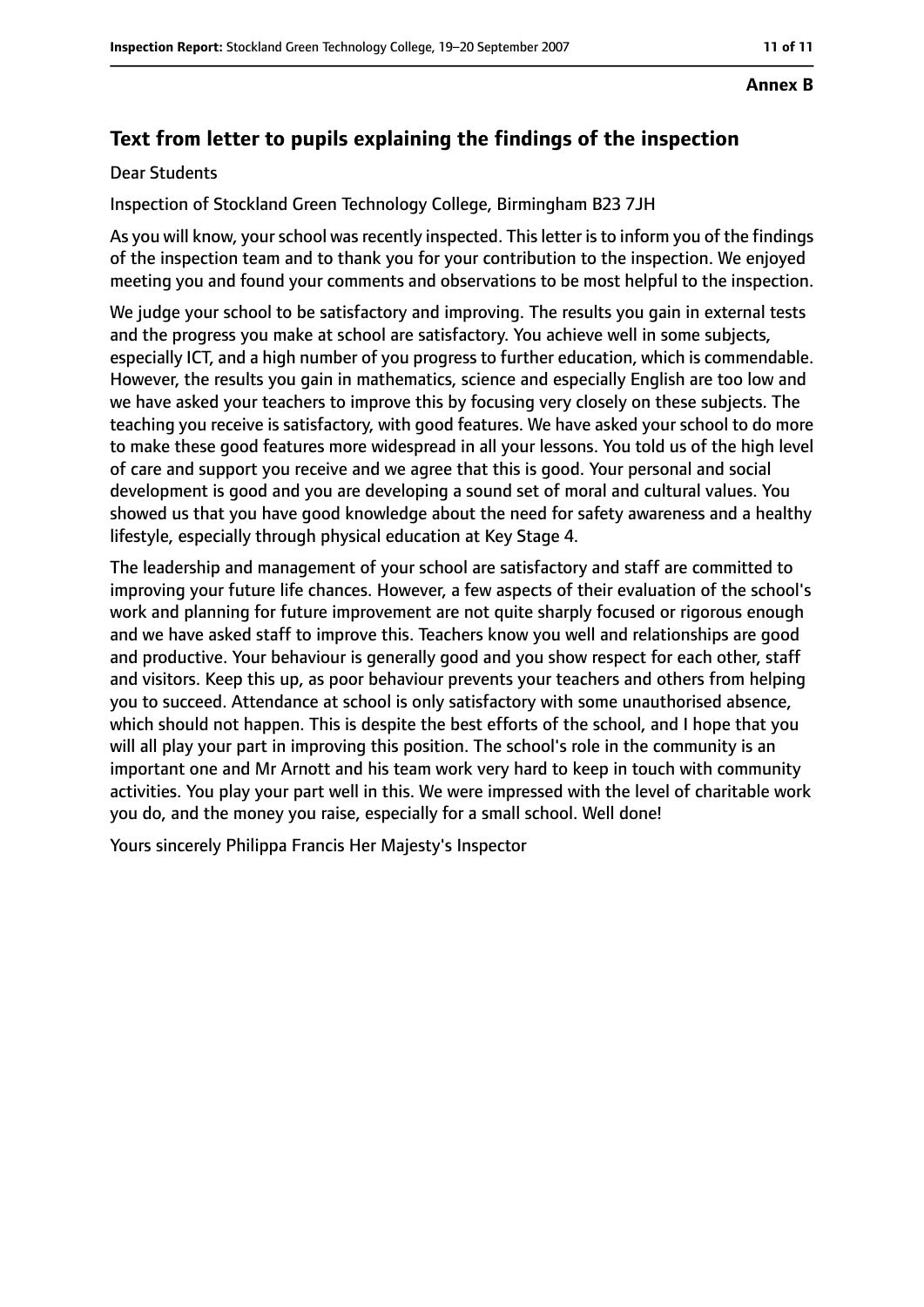**Annex B**

## Text from letter to pupils explaining the findings of the inspection

Dear Students

Inspection of Stockland Green Technology College, Birmingham B23 7JH

As you will know, your school was recently inspected. This letter is to inform you of the findings of the inspection team and to thank you for your contribution to the inspection. We enjoyed meeting you and found your comments and observations to be most helpful to the inspection.

We judge your school to be satisfactory and improving. The results you gain in external tests and the progress you make at school are satisfactory. You achieve well in some subjects, especially ICT, and a high number of you progress to further education, which is commendable. However, the results you gain in mathematics, science and especially English are too low and we have asked your teachers to improve this by focusing very closely on these subjects. The teaching you receive is satisfactory, with good features. We have asked your school to do more to make these good features more widespread in all your lessons. You told us of the high level of care and support you receive and we agree that this is good. Your personal and social development is good and you are developing a sound set of moral and cultural values. You showed us that you have good knowledge about the need for safety awareness and a healthy lifestyle, especially through physical education at Key Stage 4.

The leadership and management of your school are satisfactory and staff are committed to improving your future life chances. However, a few aspects of their evaluation of the school's work and planning for future improvement are not quite sharply focused or rigorous enough and we have asked staff to improve this. Teachers know you well and relationships are good and productive. Your behaviour is generally good and you show respect for each other, staff and visitors. Keep this up, as poor behaviour prevents your teachers and others from helping you to succeed. Attendance at school is only satisfactory with some unauthorised absence, which should not happen. This is despite the best efforts of the school, and I hope that you will all play your part in improving this position. The school's role in the community is an important one and Mr Arnott and his team work very hard to keep in touch with community activities. You play your part well in this. We were impressed with the level of charitable work you do, and the money you raise, especially for a small school. Well done!

Yours sincerely Philippa Francis Her Majesty's Inspector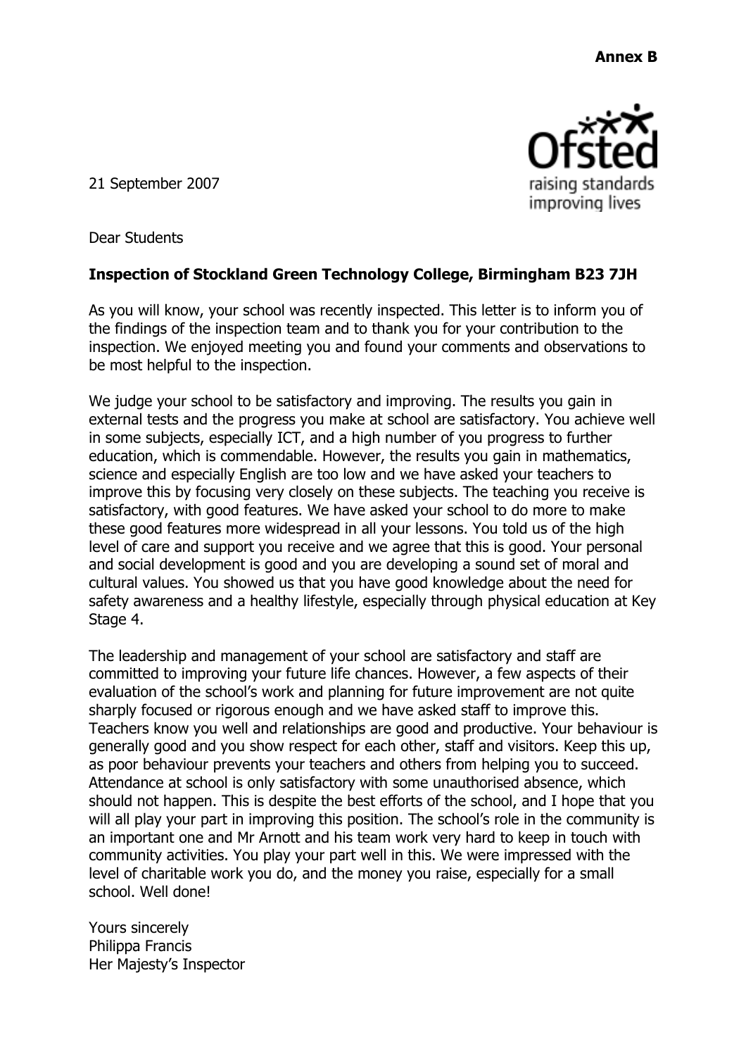**Annex B**

21 September 2007

Dear Students

**Inspection of Stockland Green Technology College, Birmingham B23 7JH**

As you will know, your school was recently inspected. This letter is to inform you of the findings of the inspection team and to thank you for your contribution to the inspection. We enjoyed meeting you and found your comments and observations to be most helpful to the inspection.

We judge your school to be satisfactory and improving. The results you gain in external tests and the progress you make at school are satisfactory. You achieve well in some subjects, especially ICT, and a high number of you progress to further education, which is commendable. However, the results you gain in mathematics, science and especially English are too low and we have asked your teachers to improve this by focusing very closely on these subjects. The teaching you receive is satisfactory, with good features. We have asked your school to do more to make these good features more widespread in all your lessons. You told us of the high level of care and support you receive and we agree that this is good. Your personal and social development is good and you are developing a sound set of moral and cultural values. You showed us that you have good knowledge about the need for safety awareness and a healthy lifestyle, especially through physical education at Key Stage 4.

The leadership and management of your school are satisfactory and staff are committed to improving your future life chances. However, a few aspects of their evaluation of the school's work and planning for future improvement are not quite sharply focused or rigorous enough and we have asked staff to improve this. Teachers know you well and relationships are good and productive. Your behaviour is generally good and you show respect for each other, staff and visitors. Keep this up, as poor behaviour prevents your teachers and others from helping you to succeed. Attendance at school is only satisfactory with some unauthorised absence, which should not happen. This is despite the best efforts of the school, and I hope that you will all play your part in improving this position. The school's role in the community is an important one and Mr Arnott and his team work very hard to keep in touch with community activities. You play your part well in this. We were impressed with the level of charitable work you do, and the money you raise, especially for a small school. Well done!

Yours sincerely
Philippa Francis
Her Majesty's Inspector